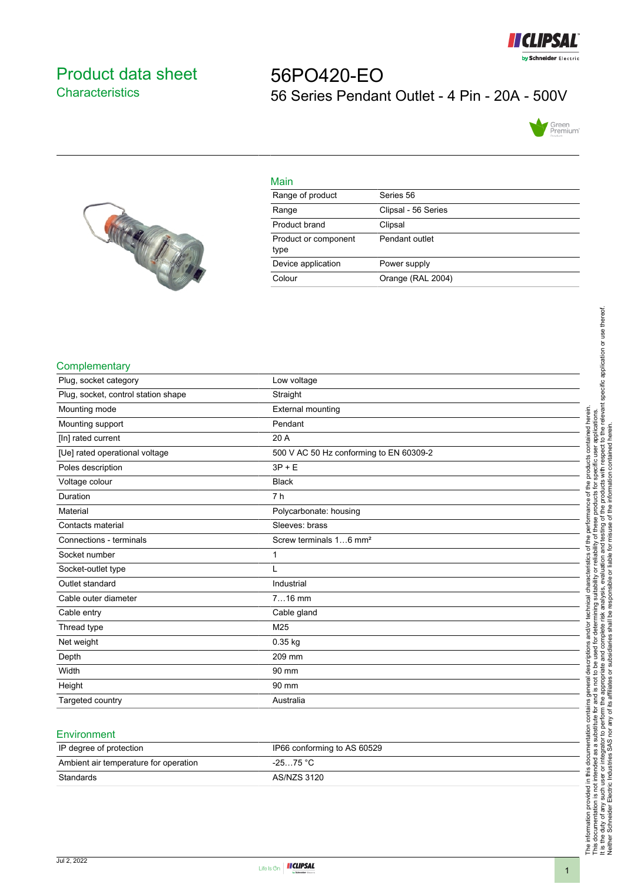# Product data sheet

## Characteristics

# 56PO420-EO

56 Series Pendant Outlet - 4 Pin - 20A - 500V

## Main

| | |
|---|---|
| Range of product | Series 56 |
| Range | Clipsal - 56 Series |
| Product brand | Clipsal |
| Product or component type | Pendant outlet |
| Device application | Power supply |
| Colour | Orange (RAL 2004) |

## Complementary

| | |
|---|---|
| Plug, socket category | Low voltage |
| Plug, socket, control station shape | Straight |
| Mounting mode | External mounting |
| Mounting support | Pendant |
| [In] rated current | 20 A |
| [Ue] rated operational voltage | 500 V AC 50 Hz conforming to EN 60309-2 |
| Poles description | 3P + E |
| Voltage colour | Black |
| Duration | 7 h |
| Material | Polycarbonate: housing |
| Contacts material | Sleeves: brass |
| Connections - terminals | Screw terminals 1…6 mm² |
| Socket number | 1 |
| Socket-outlet type | L |
| Outlet standard | Industrial |
| Cable outer diameter | 7…16 mm |
| Cable entry | Cable gland |
| Thread type | M25 |
| Net weight | 0.35 kg |
| Depth | 209 mm |
| Width | 90 mm |
| Height | 90 mm |
| Targeted country | Australia |

## Environment

| | |
|---|---|
| IP degree of protection | IP66 conforming to AS 60529 |
| Ambient air temperature for operation | -25…75 °C |
| Standards | AS/NZS 3120 |

The information provided in this documentation contains general descriptions and/or technical characteristics of the performance of the products contained herein. This documentation is not intended as a substitute for and is not to be used for determining suitability or reliability of these products for specific user applications. It is the duty of any such user or integrator to perform the appropriate and complete risk analysis, evaluation and testing of the products with respect to the relevant specific application or use thereof. Neither Schneider Electric Industries SAS nor any of its affiliates or subsidiaries shall be responsible or liable for misuse of the information contained herein.

Jul 2, 2022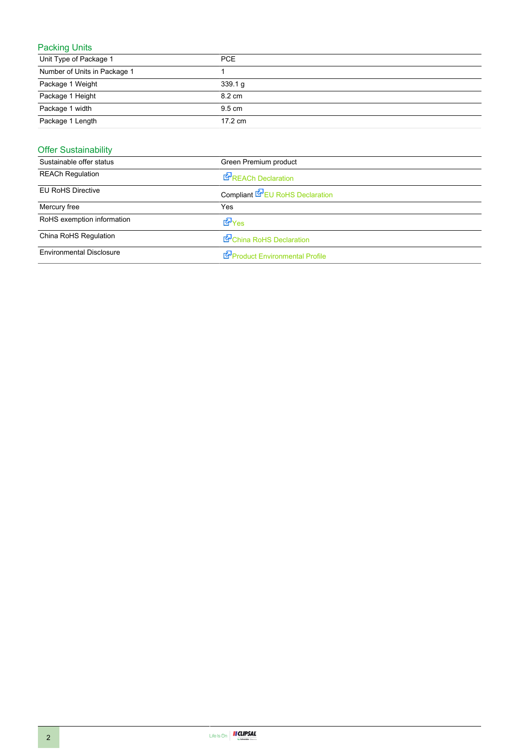## Packing Units

| | |
|---|---|
| Unit Type of Package 1 | PCE |
| Number of Units in Package 1 | 1 |
| Package 1 Weight | 339.1 g |
| Package 1 Height | 8.2 cm |
| Package 1 width | 9.5 cm |
| Package 1 Length | 17.2 cm |

## Offer Sustainability

| | |
|---|---|
| Sustainable offer status | Green Premium product |
| REACh Regulation | REACh Declaration |
| EU RoHS Directive | Compliant EU RoHS Declaration |
| Mercury free | Yes |
| RoHS exemption information | Yes |
| China RoHS Regulation | China RoHS Declaration |
| Environmental Disclosure | Product Environmental Profile |